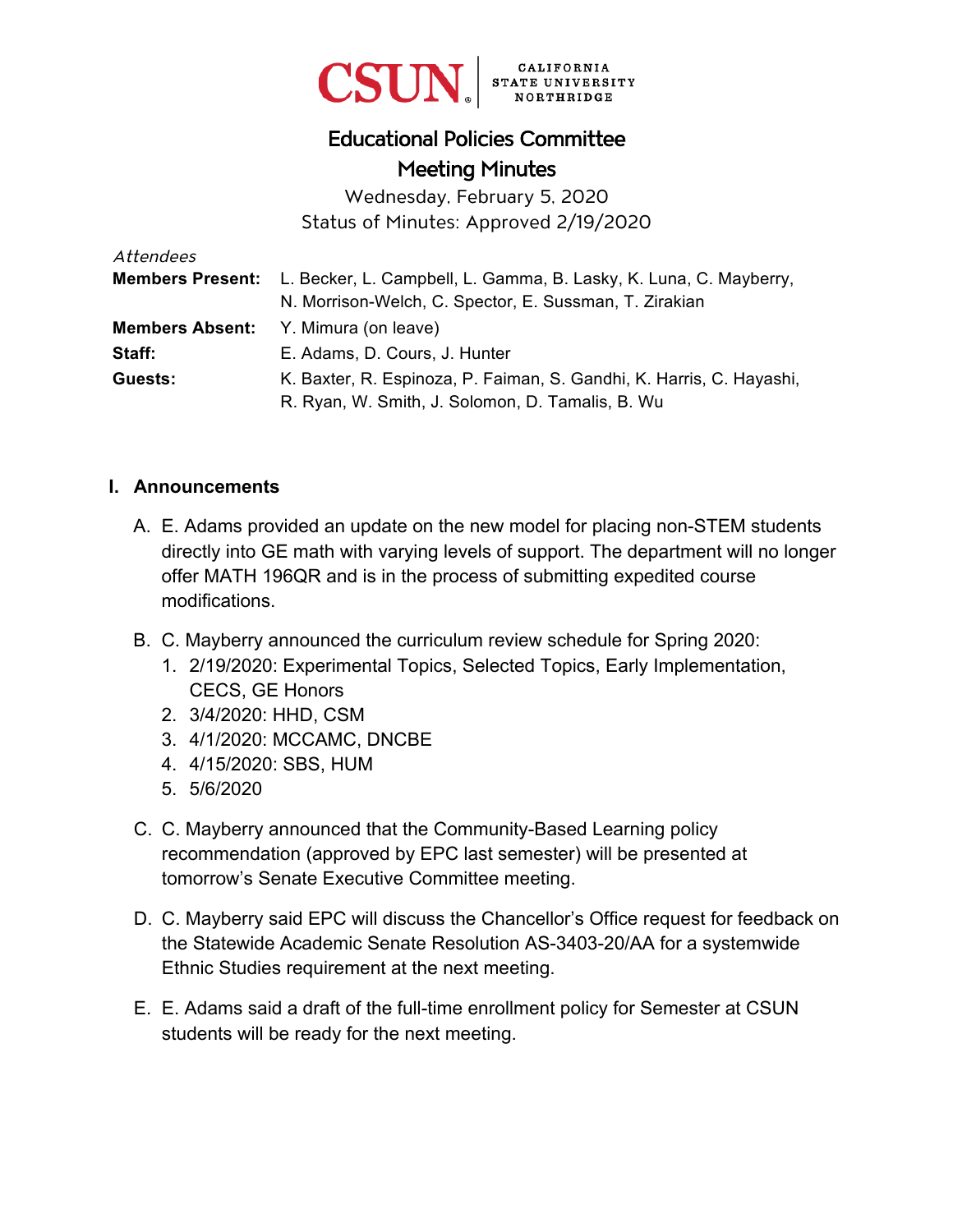CSUN | CALIFORNIA STATE UNIVERSITY NORTHRIDGE

# Educational Policies Committee
# Meeting Minutes

Wednesday, February 5, 2020
Status of Minutes: Approved 2/19/2020

*Attendees*

**Members Present:** L. Becker, L. Campbell, L. Gamma, B. Lasky, K. Luna, C. Mayberry, N. Morrison-Welch, C. Spector, E. Sussman, T. Zirakian

**Members Absent:** Y. Mimura (on leave)

**Staff:** E. Adams, D. Cours, J. Hunter

**Guests:** K. Baxter, R. Espinoza, P. Faiman, S. Gandhi, K. Harris, C. Hayashi, R. Ryan, W. Smith, J. Solomon, D. Tamalis, B. Wu

## I. Announcements

A. E. Adams provided an update on the new model for placing non-STEM students directly into GE math with varying levels of support. The department will no longer offer MATH 196QR and is in the process of submitting expedited course modifications.

B. C. Mayberry announced the curriculum review schedule for Spring 2020:
   1. 2/19/2020: Experimental Topics, Selected Topics, Early Implementation, CECS, GE Honors
   2. 3/4/2020: HHD, CSM
   3. 4/1/2020: MCCAMC, DNCBE
   4. 4/15/2020: SBS, HUM
   5. 5/6/2020

C. C. Mayberry announced that the Community-Based Learning policy recommendation (approved by EPC last semester) will be presented at tomorrow's Senate Executive Committee meeting.

D. C. Mayberry said EPC will discuss the Chancellor's Office request for feedback on the Statewide Academic Senate Resolution AS-3403-20/AA for a systemwide Ethnic Studies requirement at the next meeting.

E. E. Adams said a draft of the full-time enrollment policy for Semester at CSUN students will be ready for the next meeting.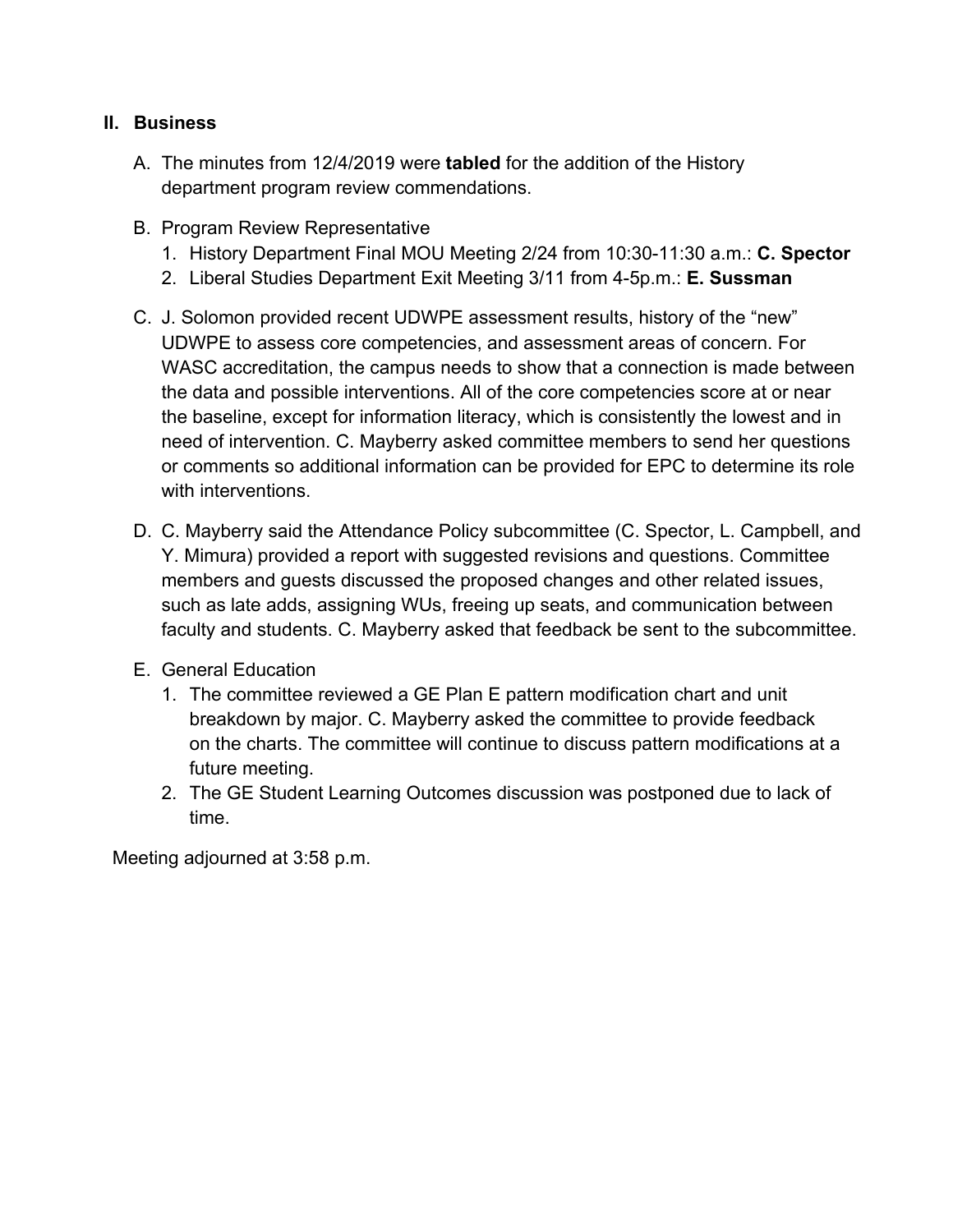## II. Business

A. The minutes from 12/4/2019 were **tabled** for the addition of the History department program review commendations.

B. Program Review Representative
   1. History Department Final MOU Meeting 2/24 from 10:30-11:30 a.m.: **C. Spector**
   2. Liberal Studies Department Exit Meeting 3/11 from 4-5p.m.: **E. Sussman**

C. J. Solomon provided recent UDWPE assessment results, history of the "new" UDWPE to assess core competencies, and assessment areas of concern. For WASC accreditation, the campus needs to show that a connection is made between the data and possible interventions. All of the core competencies score at or near the baseline, except for information literacy, which is consistently the lowest and in need of intervention. C. Mayberry asked committee members to send her questions or comments so additional information can be provided for EPC to determine its role with interventions.

D. C. Mayberry said the Attendance Policy subcommittee (C. Spector, L. Campbell, and Y. Mimura) provided a report with suggested revisions and questions. Committee members and guests discussed the proposed changes and other related issues, such as late adds, assigning WUs, freeing up seats, and communication between faculty and students. C. Mayberry asked that feedback be sent to the subcommittee.

E. General Education
   1. The committee reviewed a GE Plan E pattern modification chart and unit breakdown by major. C. Mayberry asked the committee to provide feedback on the charts. The committee will continue to discuss pattern modifications at a future meeting.
   2. The GE Student Learning Outcomes discussion was postponed due to lack of time.

Meeting adjourned at 3:58 p.m.